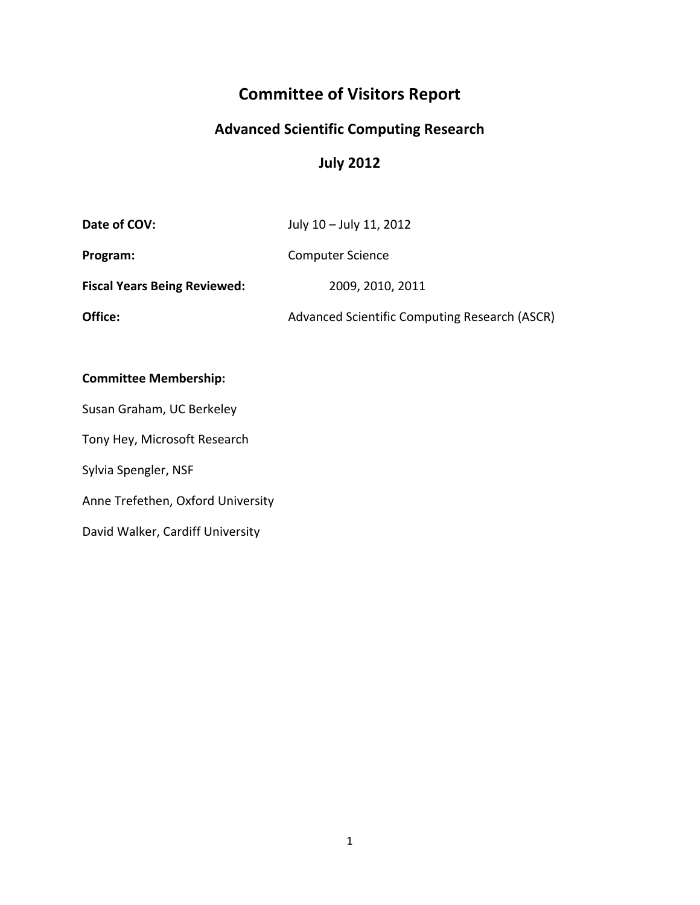# Committee of Visitors Report

## Advanced Scientific Computing Research

## July 2012

**Date of COV:** July 10 – July 11, 2012

**Program:** Computer Science

**Fiscal Years Being Reviewed:** 2009, 2010, 2011

**Office:** Advanced Scientific Computing Research (ASCR)

**Committee Membership:**

Susan Graham, UC Berkeley

Tony Hey, Microsoft Research

Sylvia Spengler, NSF

Anne Trefethen, Oxford University

David Walker, Cardiff University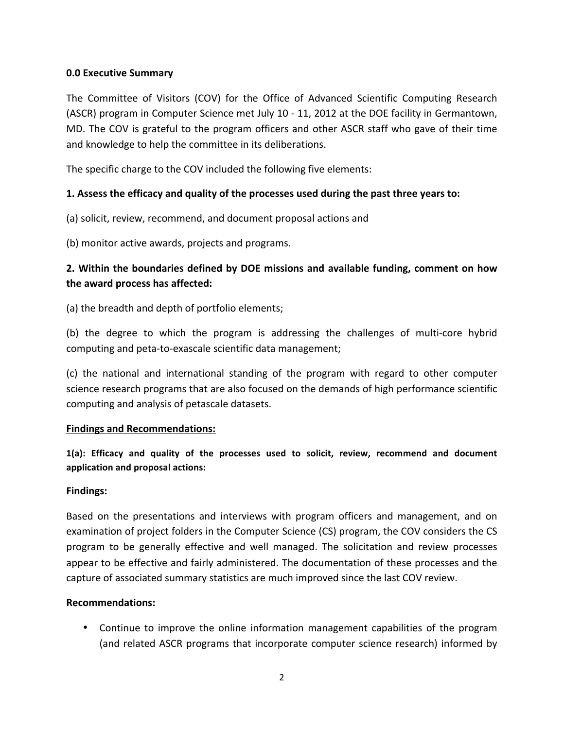### 0.0 Executive Summary

The Committee of Visitors (COV) for the Office of Advanced Scientific Computing Research (ASCR) program in Computer Science met July 10 - 11, 2012 at the DOE facility in Germantown, MD. The COV is grateful to the program officers and other ASCR staff who gave of their time and knowledge to help the committee in its deliberations.

The specific charge to the COV included the following five elements:

**1. Assess the efficacy and quality of the processes used during the past three years to:**

(a) solicit, review, recommend, and document proposal actions and

(b) monitor active awards, projects and programs.

**2. Within the boundaries defined by DOE missions and available funding, comment on how the award process has affected:**

(a) the breadth and depth of portfolio elements;

(b) the degree to which the program is addressing the challenges of multi-core hybrid computing and peta-to-exascale scientific data management;

(c) the national and international standing of the program with regard to other computer science research programs that are also focused on the demands of high performance scientific computing and analysis of petascale datasets.

**Findings and Recommendations:**

**1(a): Efficacy and quality of the processes used to solicit, review, recommend and document application and proposal actions:**

**Findings:**

Based on the presentations and interviews with program officers and management, and on examination of project folders in the Computer Science (CS) program, the COV considers the CS program to be generally effective and well managed. The solicitation and review processes appear to be effective and fairly administered. The documentation of these processes and the capture of associated summary statistics are much improved since the last COV review.

**Recommendations:**

- Continue to improve the online information management capabilities of the program (and related ASCR programs that incorporate computer science research) informed by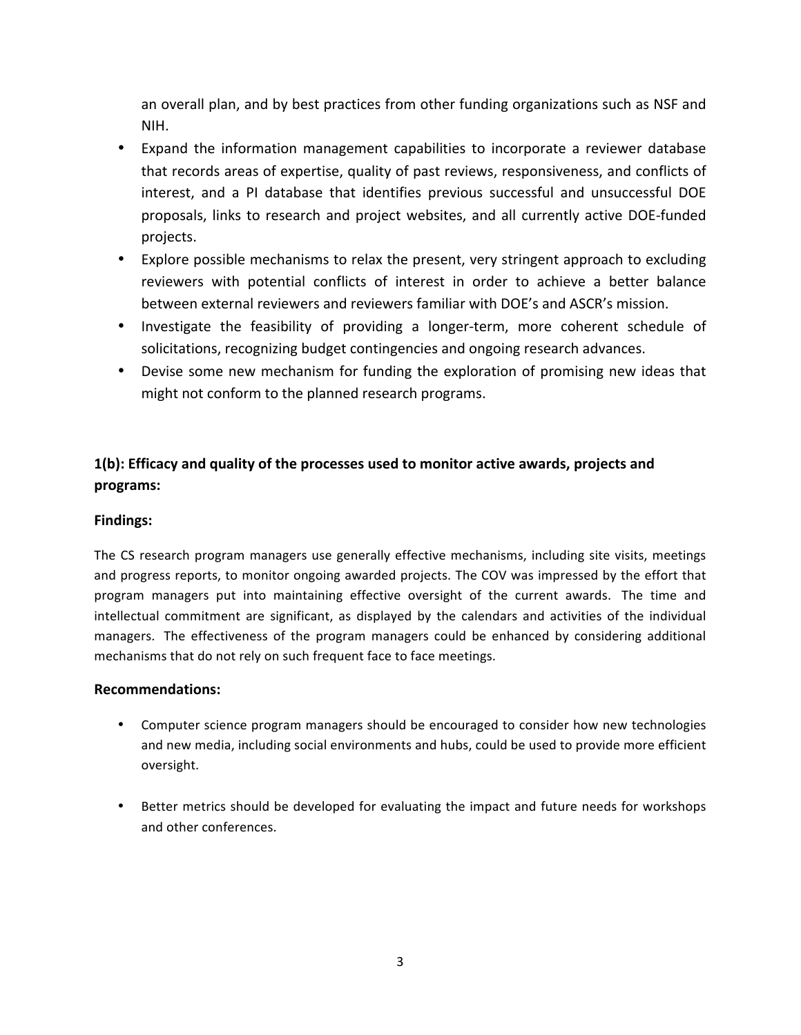an overall plan, and by best practices from other funding organizations such as NSF and NIH.

- Expand the information management capabilities to incorporate a reviewer database that records areas of expertise, quality of past reviews, responsiveness, and conflicts of interest, and a PI database that identifies previous successful and unsuccessful DOE proposals, links to research and project websites, and all currently active DOE-funded projects.
- Explore possible mechanisms to relax the present, very stringent approach to excluding reviewers with potential conflicts of interest in order to achieve a better balance between external reviewers and reviewers familiar with DOE's and ASCR's mission.
- Investigate the feasibility of providing a longer-term, more coherent schedule of solicitations, recognizing budget contingencies and ongoing research advances.
- Devise some new mechanism for funding the exploration of promising new ideas that might not conform to the planned research programs.

### 1(b): Efficacy and quality of the processes used to monitor active awards, projects and programs:

**Findings:**

The CS research program managers use generally effective mechanisms, including site visits, meetings and progress reports, to monitor ongoing awarded projects. The COV was impressed by the effort that program managers put into maintaining effective oversight of the current awards. The time and intellectual commitment are significant, as displayed by the calendars and activities of the individual managers. The effectiveness of the program managers could be enhanced by considering additional mechanisms that do not rely on such frequent face to face meetings.

**Recommendations:**

- Computer science program managers should be encouraged to consider how new technologies and new media, including social environments and hubs, could be used to provide more efficient oversight.
- Better metrics should be developed for evaluating the impact and future needs for workshops and other conferences.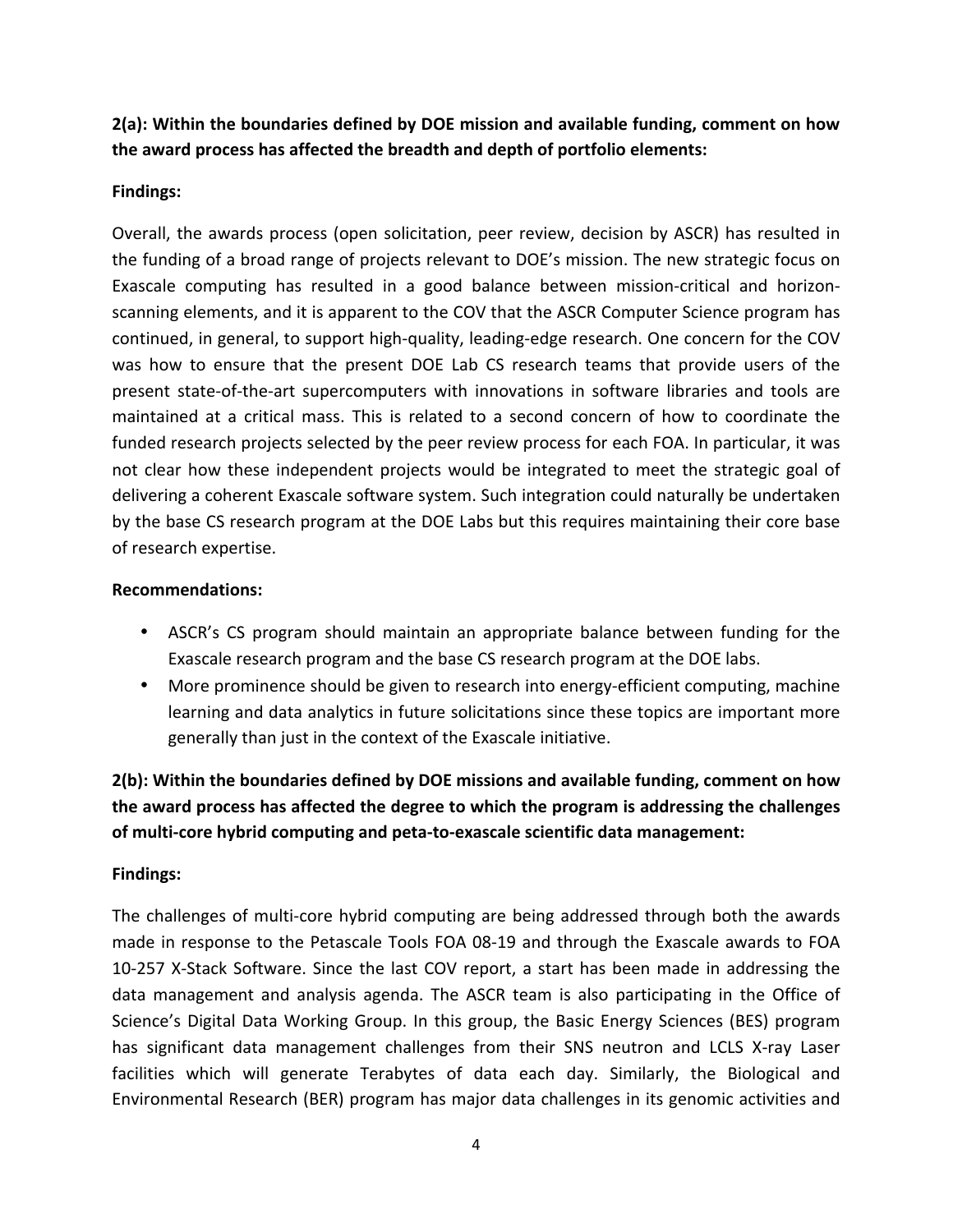**2(a): Within the boundaries defined by DOE mission and available funding, comment on how the award process has affected the breadth and depth of portfolio elements:**

**Findings:**

Overall, the awards process (open solicitation, peer review, decision by ASCR) has resulted in the funding of a broad range of projects relevant to DOE's mission. The new strategic focus on Exascale computing has resulted in a good balance between mission-critical and horizon-scanning elements, and it is apparent to the COV that the ASCR Computer Science program has continued, in general, to support high-quality, leading-edge research. One concern for the COV was how to ensure that the present DOE Lab CS research teams that provide users of the present state-of-the-art supercomputers with innovations in software libraries and tools are maintained at a critical mass. This is related to a second concern of how to coordinate the funded research projects selected by the peer review process for each FOA. In particular, it was not clear how these independent projects would be integrated to meet the strategic goal of delivering a coherent Exascale software system. Such integration could naturally be undertaken by the base CS research program at the DOE Labs but this requires maintaining their core base of research expertise.

**Recommendations:**

- ASCR's CS program should maintain an appropriate balance between funding for the Exascale research program and the base CS research program at the DOE labs.
- More prominence should be given to research into energy-efficient computing, machine learning and data analytics in future solicitations since these topics are important more generally than just in the context of the Exascale initiative.

**2(b): Within the boundaries defined by DOE missions and available funding, comment on how the award process has affected the degree to which the program is addressing the challenges of multi-core hybrid computing and peta-to-exascale scientific data management:**

**Findings:**

The challenges of multi-core hybrid computing are being addressed through both the awards made in response to the Petascale Tools FOA 08-19 and through the Exascale awards to FOA 10-257 X-Stack Software. Since the last COV report, a start has been made in addressing the data management and analysis agenda. The ASCR team is also participating in the Office of Science's Digital Data Working Group. In this group, the Basic Energy Sciences (BES) program has significant data management challenges from their SNS neutron and LCLS X-ray Laser facilities which will generate Terabytes of data each day. Similarly, the Biological and Environmental Research (BER) program has major data challenges in its genomic activities and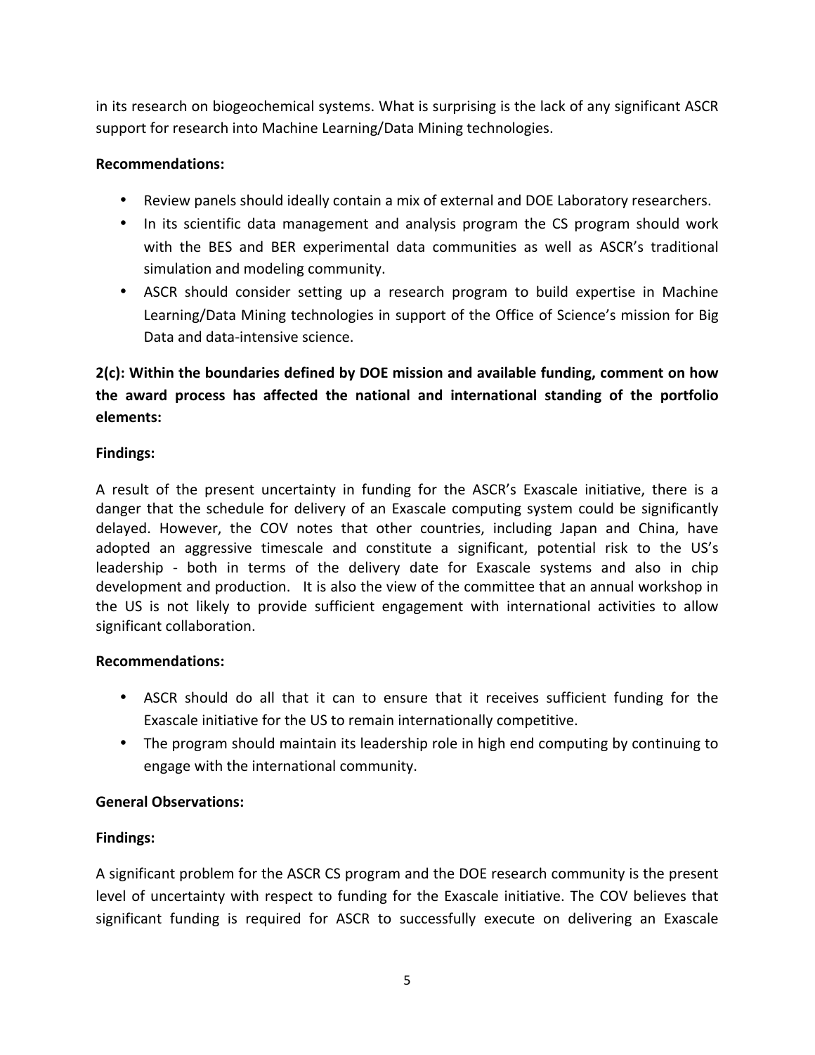in its research on biogeochemical systems. What is surprising is the lack of any significant ASCR support for research into Machine Learning/Data Mining technologies.

**Recommendations:**

- Review panels should ideally contain a mix of external and DOE Laboratory researchers.
- In its scientific data management and analysis program the CS program should work with the BES and BER experimental data communities as well as ASCR's traditional simulation and modeling community.
- ASCR should consider setting up a research program to build expertise in Machine Learning/Data Mining technologies in support of the Office of Science's mission for Big Data and data-intensive science.

**2(c): Within the boundaries defined by DOE mission and available funding, comment on how the award process has affected the national and international standing of the portfolio elements:**

**Findings:**

A result of the present uncertainty in funding for the ASCR's Exascale initiative, there is a danger that the schedule for delivery of an Exascale computing system could be significantly delayed. However, the COV notes that other countries, including Japan and China, have adopted an aggressive timescale and constitute a significant, potential risk to the US's leadership - both in terms of the delivery date for Exascale systems and also in chip development and production. It is also the view of the committee that an annual workshop in the US is not likely to provide sufficient engagement with international activities to allow significant collaboration.

**Recommendations:**

- ASCR should do all that it can to ensure that it receives sufficient funding for the Exascale initiative for the US to remain internationally competitive.
- The program should maintain its leadership role in high end computing by continuing to engage with the international community.

**General Observations:**

**Findings:**

A significant problem for the ASCR CS program and the DOE research community is the present level of uncertainty with respect to funding for the Exascale initiative. The COV believes that significant funding is required for ASCR to successfully execute on delivering an Exascale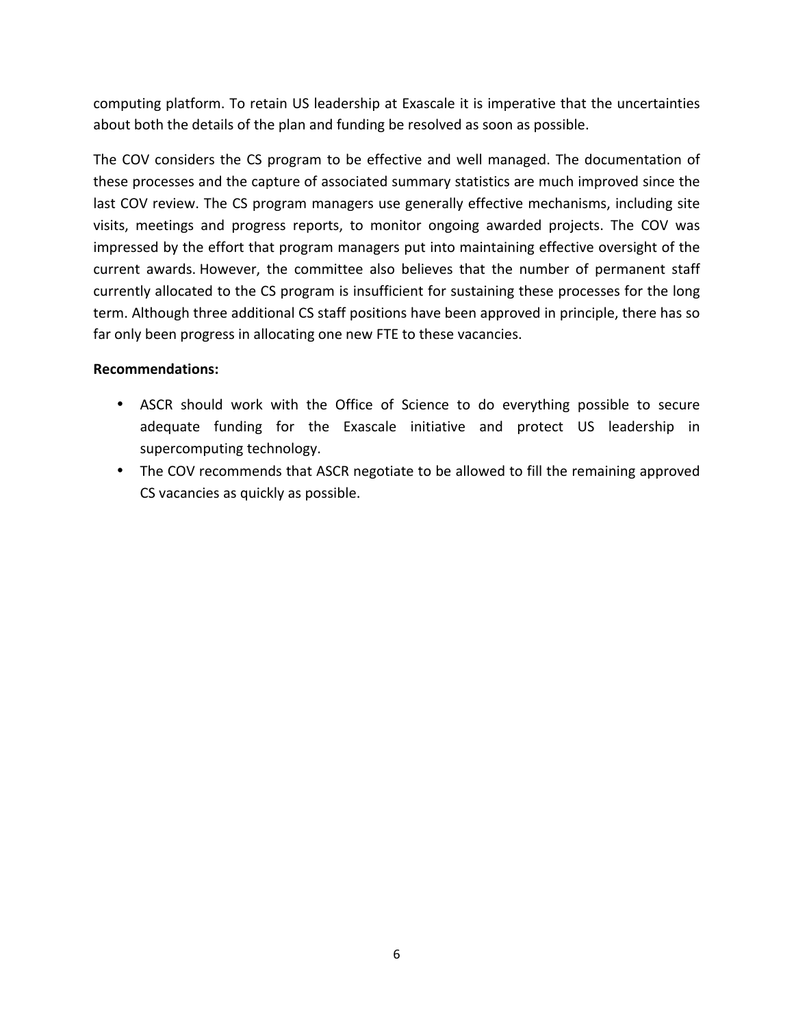computing platform. To retain US leadership at Exascale it is imperative that the uncertainties about both the details of the plan and funding be resolved as soon as possible.

The COV considers the CS program to be effective and well managed. The documentation of these processes and the capture of associated summary statistics are much improved since the last COV review. The CS program managers use generally effective mechanisms, including site visits, meetings and progress reports, to monitor ongoing awarded projects. The COV was impressed by the effort that program managers put into maintaining effective oversight of the current awards. However, the committee also believes that the number of permanent staff currently allocated to the CS program is insufficient for sustaining these processes for the long term. Although three additional CS staff positions have been approved in principle, there has so far only been progress in allocating one new FTE to these vacancies.

**Recommendations:**

- ASCR should work with the Office of Science to do everything possible to secure adequate funding for the Exascale initiative and protect US leadership in supercomputing technology.
- The COV recommends that ASCR negotiate to be allowed to fill the remaining approved CS vacancies as quickly as possible.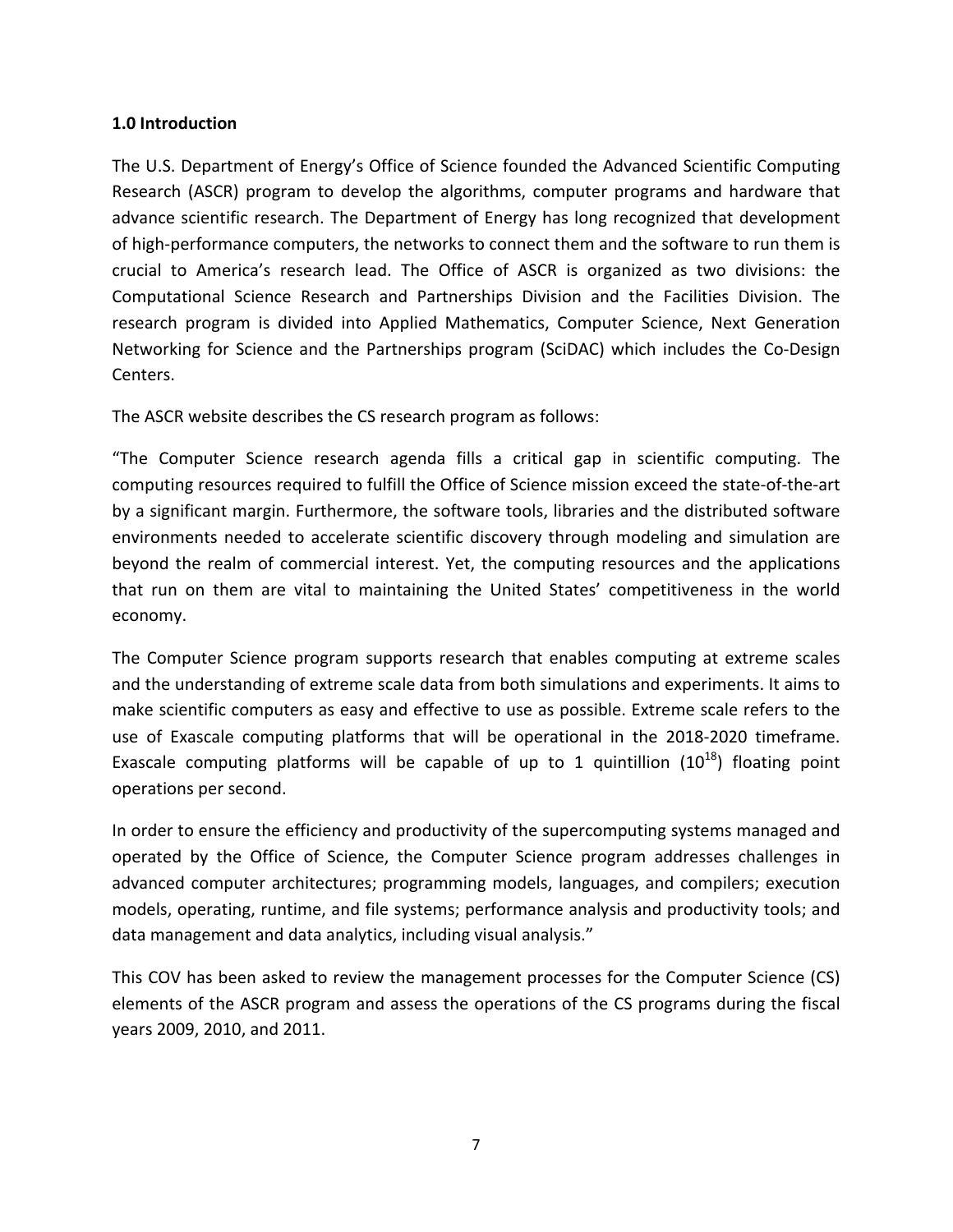## 1.0 Introduction

The U.S. Department of Energy's Office of Science founded the Advanced Scientific Computing Research (ASCR) program to develop the algorithms, computer programs and hardware that advance scientific research. The Department of Energy has long recognized that development of high-performance computers, the networks to connect them and the software to run them is crucial to America's research lead. The Office of ASCR is organized as two divisions: the Computational Science Research and Partnerships Division and the Facilities Division. The research program is divided into Applied Mathematics, Computer Science, Next Generation Networking for Science and the Partnerships program (SciDAC) which includes the Co-Design Centers.

The ASCR website describes the CS research program as follows:

"The Computer Science research agenda fills a critical gap in scientific computing. The computing resources required to fulfill the Office of Science mission exceed the state-of-the-art by a significant margin. Furthermore, the software tools, libraries and the distributed software environments needed to accelerate scientific discovery through modeling and simulation are beyond the realm of commercial interest. Yet, the computing resources and the applications that run on them are vital to maintaining the United States' competitiveness in the world economy.

The Computer Science program supports research that enables computing at extreme scales and the understanding of extreme scale data from both simulations and experiments. It aims to make scientific computers as easy and effective to use as possible. Extreme scale refers to the use of Exascale computing platforms that will be operational in the 2018-2020 timeframe. Exascale computing platforms will be capable of up to 1 quintillion ($10^{18}$) floating point operations per second.

In order to ensure the efficiency and productivity of the supercomputing systems managed and operated by the Office of Science, the Computer Science program addresses challenges in advanced computer architectures; programming models, languages, and compilers; execution models, operating, runtime, and file systems; performance analysis and productivity tools; and data management and data analytics, including visual analysis."

This COV has been asked to review the management processes for the Computer Science (CS) elements of the ASCR program and assess the operations of the CS programs during the fiscal years 2009, 2010, and 2011.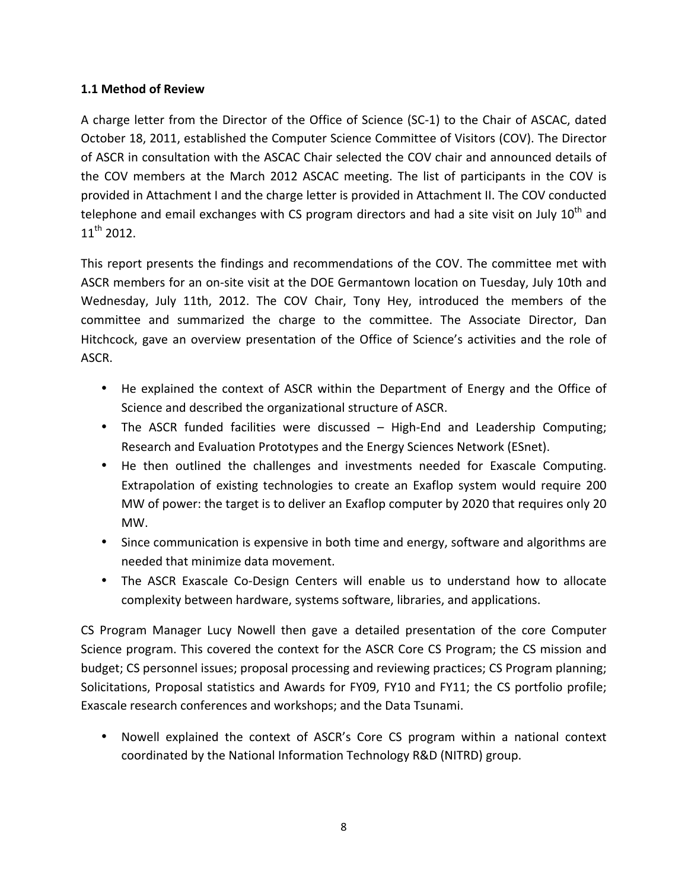### 1.1 Method of Review

A charge letter from the Director of the Office of Science (SC-1) to the Chair of ASCAC, dated October 18, 2011, established the Computer Science Committee of Visitors (COV). The Director of ASCR in consultation with the ASCAC Chair selected the COV chair and announced details of the COV members at the March 2012 ASCAC meeting. The list of participants in the COV is provided in Attachment I and the charge letter is provided in Attachment II. The COV conducted telephone and email exchanges with CS program directors and had a site visit on July 10th and 11th 2012.

This report presents the findings and recommendations of the COV. The committee met with ASCR members for an on-site visit at the DOE Germantown location on Tuesday, July 10th and Wednesday, July 11th, 2012. The COV Chair, Tony Hey, introduced the members of the committee and summarized the charge to the committee. The Associate Director, Dan Hitchcock, gave an overview presentation of the Office of Science's activities and the role of ASCR.

- He explained the context of ASCR within the Department of Energy and the Office of Science and described the organizational structure of ASCR.
- The ASCR funded facilities were discussed – High-End and Leadership Computing; Research and Evaluation Prototypes and the Energy Sciences Network (ESnet).
- He then outlined the challenges and investments needed for Exascale Computing. Extrapolation of existing technologies to create an Exaflop system would require 200 MW of power: the target is to deliver an Exaflop computer by 2020 that requires only 20 MW.
- Since communication is expensive in both time and energy, software and algorithms are needed that minimize data movement.
- The ASCR Exascale Co-Design Centers will enable us to understand how to allocate complexity between hardware, systems software, libraries, and applications.

CS Program Manager Lucy Nowell then gave a detailed presentation of the core Computer Science program. This covered the context for the ASCR Core CS Program; the CS mission and budget; CS personnel issues; proposal processing and reviewing practices; CS Program planning; Solicitations, Proposal statistics and Awards for FY09, FY10 and FY11; the CS portfolio profile; Exascale research conferences and workshops; and the Data Tsunami.

- Nowell explained the context of ASCR's Core CS program within a national context coordinated by the National Information Technology R&D (NITRD) group.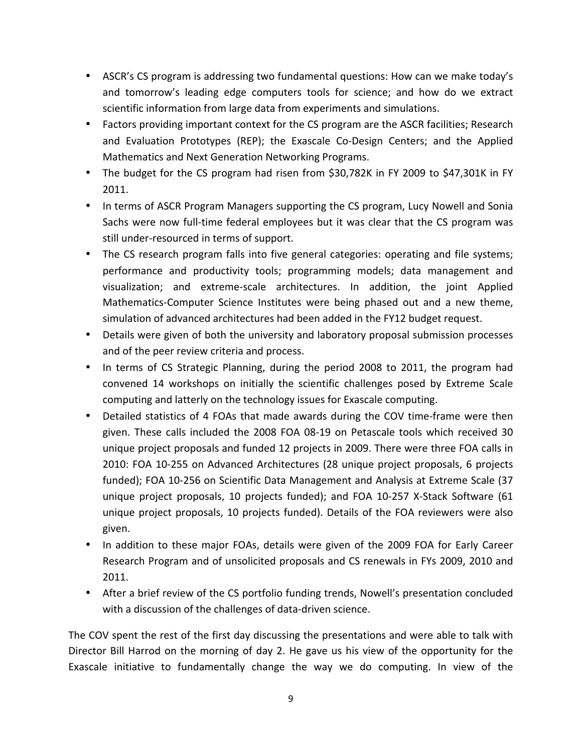- ASCR's CS program is addressing two fundamental questions: How can we make today's and tomorrow's leading edge computers tools for science; and how do we extract scientific information from large data from experiments and simulations.
- Factors providing important context for the CS program are the ASCR facilities; Research and Evaluation Prototypes (REP); the Exascale Co-Design Centers; and the Applied Mathematics and Next Generation Networking Programs.
- The budget for the CS program had risen from $30,782K in FY 2009 to $47,301K in FY 2011.
- In terms of ASCR Program Managers supporting the CS program, Lucy Nowell and Sonia Sachs were now full-time federal employees but it was clear that the CS program was still under-resourced in terms of support.
- The CS research program falls into five general categories: operating and file systems; performance and productivity tools; programming models; data management and visualization; and extreme-scale architectures. In addition, the joint Applied Mathematics-Computer Science Institutes were being phased out and a new theme, simulation of advanced architectures had been added in the FY12 budget request.
- Details were given of both the university and laboratory proposal submission processes and of the peer review criteria and process.
- In terms of CS Strategic Planning, during the period 2008 to 2011, the program had convened 14 workshops on initially the scientific challenges posed by Extreme Scale computing and latterly on the technology issues for Exascale computing.
- Detailed statistics of 4 FOAs that made awards during the COV time-frame were then given. These calls included the 2008 FOA 08-19 on Petascale tools which received 30 unique project proposals and funded 12 projects in 2009. There were three FOA calls in 2010: FOA 10-255 on Advanced Architectures (28 unique project proposals, 6 projects funded); FOA 10-256 on Scientific Data Management and Analysis at Extreme Scale (37 unique project proposals, 10 projects funded); and FOA 10-257 X-Stack Software (61 unique project proposals, 10 projects funded). Details of the FOA reviewers were also given.
- In addition to these major FOAs, details were given of the 2009 FOA for Early Career Research Program and of unsolicited proposals and CS renewals in FYs 2009, 2010 and 2011.
- After a brief review of the CS portfolio funding trends, Nowell's presentation concluded with a discussion of the challenges of data-driven science.

The COV spent the rest of the first day discussing the presentations and were able to talk with Director Bill Harrod on the morning of day 2. He gave us his view of the opportunity for the Exascale initiative to fundamentally change the way we do computing. In view of the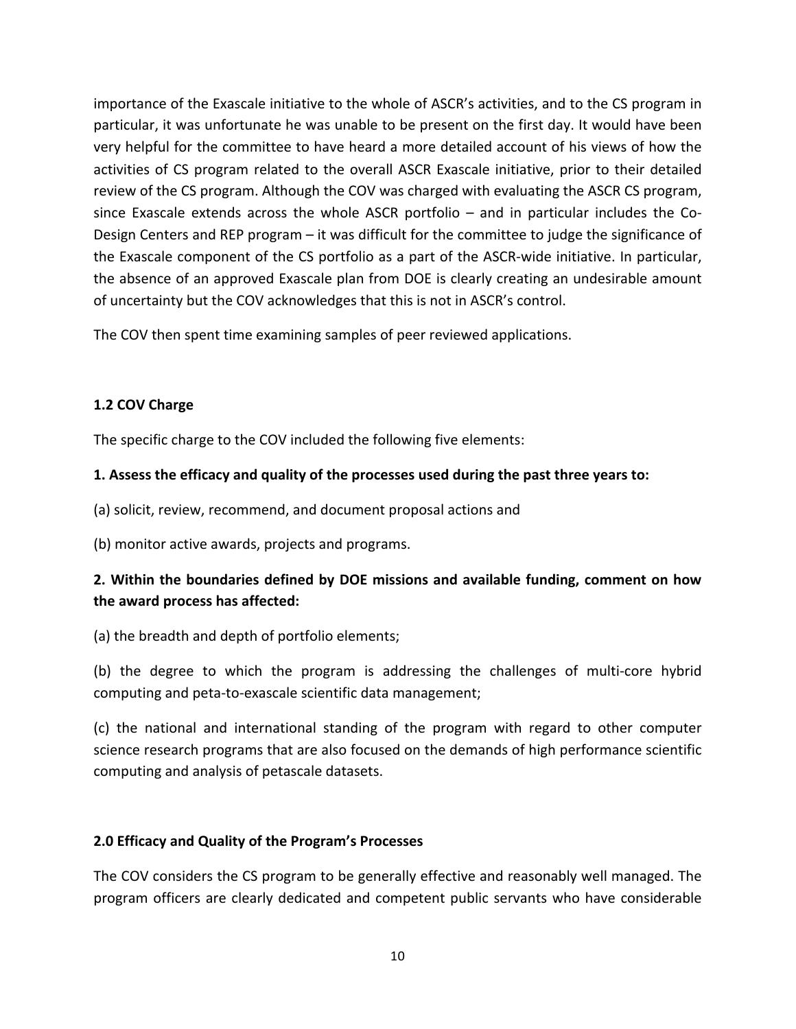importance of the Exascale initiative to the whole of ASCR's activities, and to the CS program in particular, it was unfortunate he was unable to be present on the first day. It would have been very helpful for the committee to have heard a more detailed account of his views of how the activities of CS program related to the overall ASCR Exascale initiative, prior to their detailed review of the CS program. Although the COV was charged with evaluating the ASCR CS program, since Exascale extends across the whole ASCR portfolio – and in particular includes the Co-Design Centers and REP program – it was difficult for the committee to judge the significance of the Exascale component of the CS portfolio as a part of the ASCR-wide initiative. In particular, the absence of an approved Exascale plan from DOE is clearly creating an undesirable amount of uncertainty but the COV acknowledges that this is not in ASCR's control.

The COV then spent time examining samples of peer reviewed applications.

### 1.2 COV Charge

The specific charge to the COV included the following five elements:

**1. Assess the efficacy and quality of the processes used during the past three years to:**

(a) solicit, review, recommend, and document proposal actions and

(b) monitor active awards, projects and programs.

**2. Within the boundaries defined by DOE missions and available funding, comment on how the award process has affected:**

(a) the breadth and depth of portfolio elements;

(b) the degree to which the program is addressing the challenges of multi-core hybrid computing and peta-to-exascale scientific data management;

(c) the national and international standing of the program with regard to other computer science research programs that are also focused on the demands of high performance scientific computing and analysis of petascale datasets.

## 2.0 Efficacy and Quality of the Program's Processes

The COV considers the CS program to be generally effective and reasonably well managed. The program officers are clearly dedicated and competent public servants who have considerable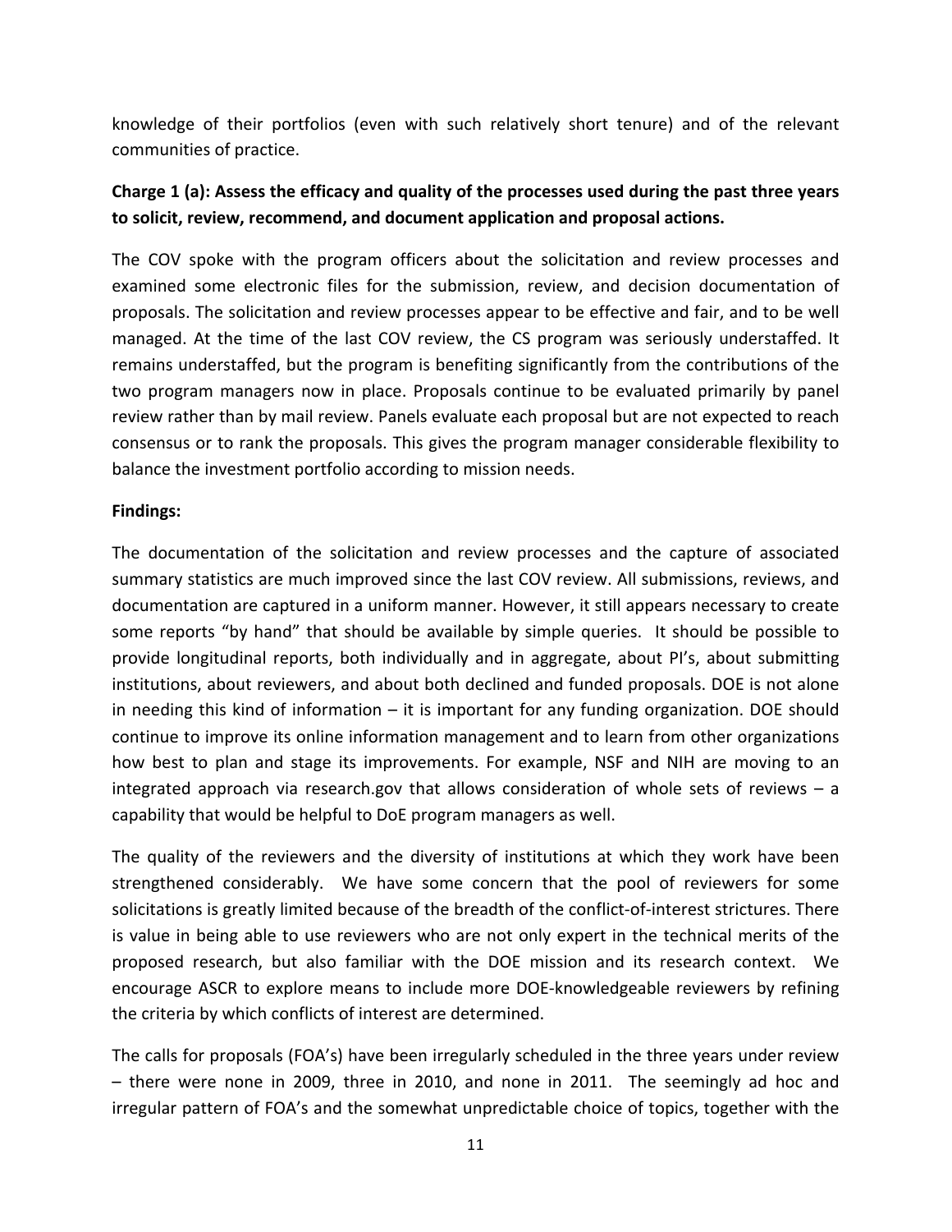knowledge of their portfolios (even with such relatively short tenure) and of the relevant communities of practice.

**Charge 1 (a): Assess the efficacy and quality of the processes used during the past three years to solicit, review, recommend, and document application and proposal actions.**

The COV spoke with the program officers about the solicitation and review processes and examined some electronic files for the submission, review, and decision documentation of proposals. The solicitation and review processes appear to be effective and fair, and to be well managed. At the time of the last COV review, the CS program was seriously understaffed. It remains understaffed, but the program is benefiting significantly from the contributions of the two program managers now in place. Proposals continue to be evaluated primarily by panel review rather than by mail review. Panels evaluate each proposal but are not expected to reach consensus or to rank the proposals. This gives the program manager considerable flexibility to balance the investment portfolio according to mission needs.

**Findings:**

The documentation of the solicitation and review processes and the capture of associated summary statistics are much improved since the last COV review. All submissions, reviews, and documentation are captured in a uniform manner. However, it still appears necessary to create some reports "by hand" that should be available by simple queries. It should be possible to provide longitudinal reports, both individually and in aggregate, about PI's, about submitting institutions, about reviewers, and about both declined and funded proposals. DOE is not alone in needing this kind of information – it is important for any funding organization. DOE should continue to improve its online information management and to learn from other organizations how best to plan and stage its improvements. For example, NSF and NIH are moving to an integrated approach via research.gov that allows consideration of whole sets of reviews – a capability that would be helpful to DoE program managers as well.

The quality of the reviewers and the diversity of institutions at which they work have been strengthened considerably. We have some concern that the pool of reviewers for some solicitations is greatly limited because of the breadth of the conflict-of-interest strictures. There is value in being able to use reviewers who are not only expert in the technical merits of the proposed research, but also familiar with the DOE mission and its research context. We encourage ASCR to explore means to include more DOE-knowledgeable reviewers by refining the criteria by which conflicts of interest are determined.

The calls for proposals (FOA's) have been irregularly scheduled in the three years under review – there were none in 2009, three in 2010, and none in 2011. The seemingly ad hoc and irregular pattern of FOA's and the somewhat unpredictable choice of topics, together with the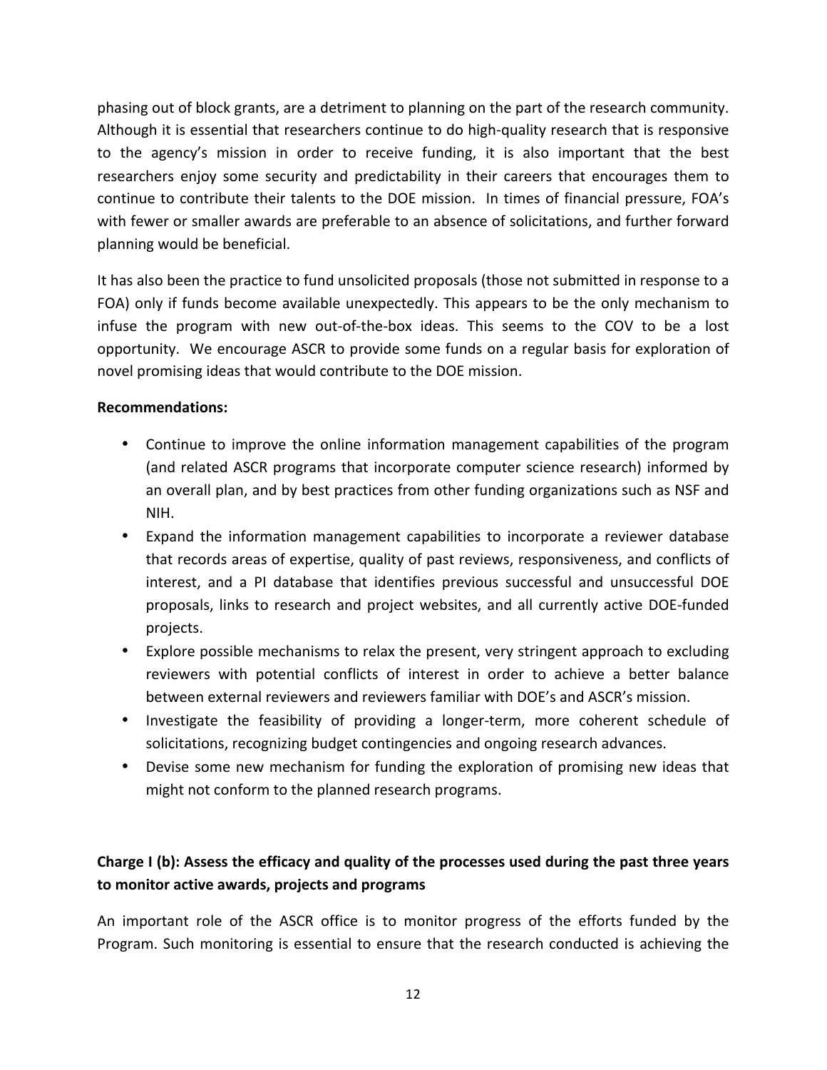phasing out of block grants, are a detriment to planning on the part of the research community. Although it is essential that researchers continue to do high-quality research that is responsive to the agency's mission in order to receive funding, it is also important that the best researchers enjoy some security and predictability in their careers that encourages them to continue to contribute their talents to the DOE mission. In times of financial pressure, FOA's with fewer or smaller awards are preferable to an absence of solicitations, and further forward planning would be beneficial.

It has also been the practice to fund unsolicited proposals (those not submitted in response to a FOA) only if funds become available unexpectedly. This appears to be the only mechanism to infuse the program with new out-of-the-box ideas. This seems to the COV to be a lost opportunity. We encourage ASCR to provide some funds on a regular basis for exploration of novel promising ideas that would contribute to the DOE mission.

**Recommendations:**

- Continue to improve the online information management capabilities of the program (and related ASCR programs that incorporate computer science research) informed by an overall plan, and by best practices from other funding organizations such as NSF and NIH.
- Expand the information management capabilities to incorporate a reviewer database that records areas of expertise, quality of past reviews, responsiveness, and conflicts of interest, and a PI database that identifies previous successful and unsuccessful DOE proposals, links to research and project websites, and all currently active DOE-funded projects.
- Explore possible mechanisms to relax the present, very stringent approach to excluding reviewers with potential conflicts of interest in order to achieve a better balance between external reviewers and reviewers familiar with DOE's and ASCR's mission.
- Investigate the feasibility of providing a longer-term, more coherent schedule of solicitations, recognizing budget contingencies and ongoing research advances.
- Devise some new mechanism for funding the exploration of promising new ideas that might not conform to the planned research programs.

**Charge I (b): Assess the efficacy and quality of the processes used during the past three years to monitor active awards, projects and programs**

An important role of the ASCR office is to monitor progress of the efforts funded by the Program. Such monitoring is essential to ensure that the research conducted is achieving the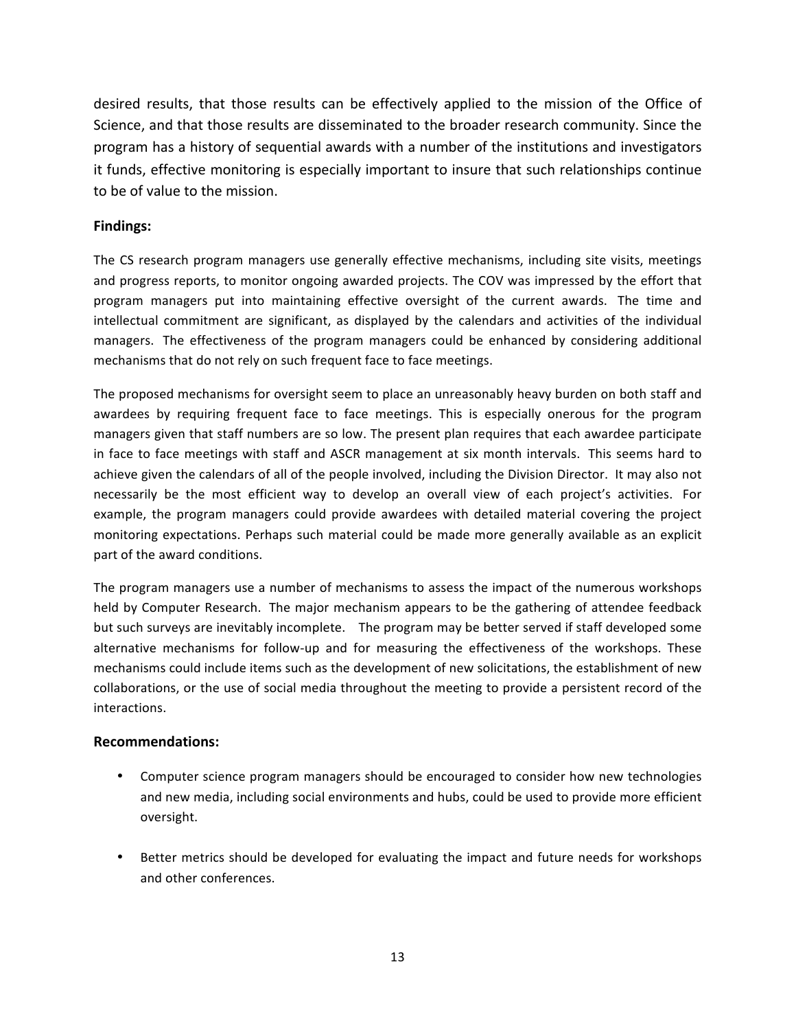desired results, that those results can be effectively applied to the mission of the Office of Science, and that those results are disseminated to the broader research community. Since the program has a history of sequential awards with a number of the institutions and investigators it funds, effective monitoring is especially important to insure that such relationships continue to be of value to the mission.

### Findings:

The CS research program managers use generally effective mechanisms, including site visits, meetings and progress reports, to monitor ongoing awarded projects. The COV was impressed by the effort that program managers put into maintaining effective oversight of the current awards. The time and intellectual commitment are significant, as displayed by the calendars and activities of the individual managers. The effectiveness of the program managers could be enhanced by considering additional mechanisms that do not rely on such frequent face to face meetings.

The proposed mechanisms for oversight seem to place an unreasonably heavy burden on both staff and awardees by requiring frequent face to face meetings. This is especially onerous for the program managers given that staff numbers are so low. The present plan requires that each awardee participate in face to face meetings with staff and ASCR management at six month intervals. This seems hard to achieve given the calendars of all of the people involved, including the Division Director. It may also not necessarily be the most efficient way to develop an overall view of each project's activities. For example, the program managers could provide awardees with detailed material covering the project monitoring expectations. Perhaps such material could be made more generally available as an explicit part of the award conditions.

The program managers use a number of mechanisms to assess the impact of the numerous workshops held by Computer Research. The major mechanism appears to be the gathering of attendee feedback but such surveys are inevitably incomplete. The program may be better served if staff developed some alternative mechanisms for follow-up and for measuring the effectiveness of the workshops. These mechanisms could include items such as the development of new solicitations, the establishment of new collaborations, or the use of social media throughout the meeting to provide a persistent record of the interactions.

### Recommendations:

- Computer science program managers should be encouraged to consider how new technologies and new media, including social environments and hubs, could be used to provide more efficient oversight.

- Better metrics should be developed for evaluating the impact and future needs for workshops and other conferences.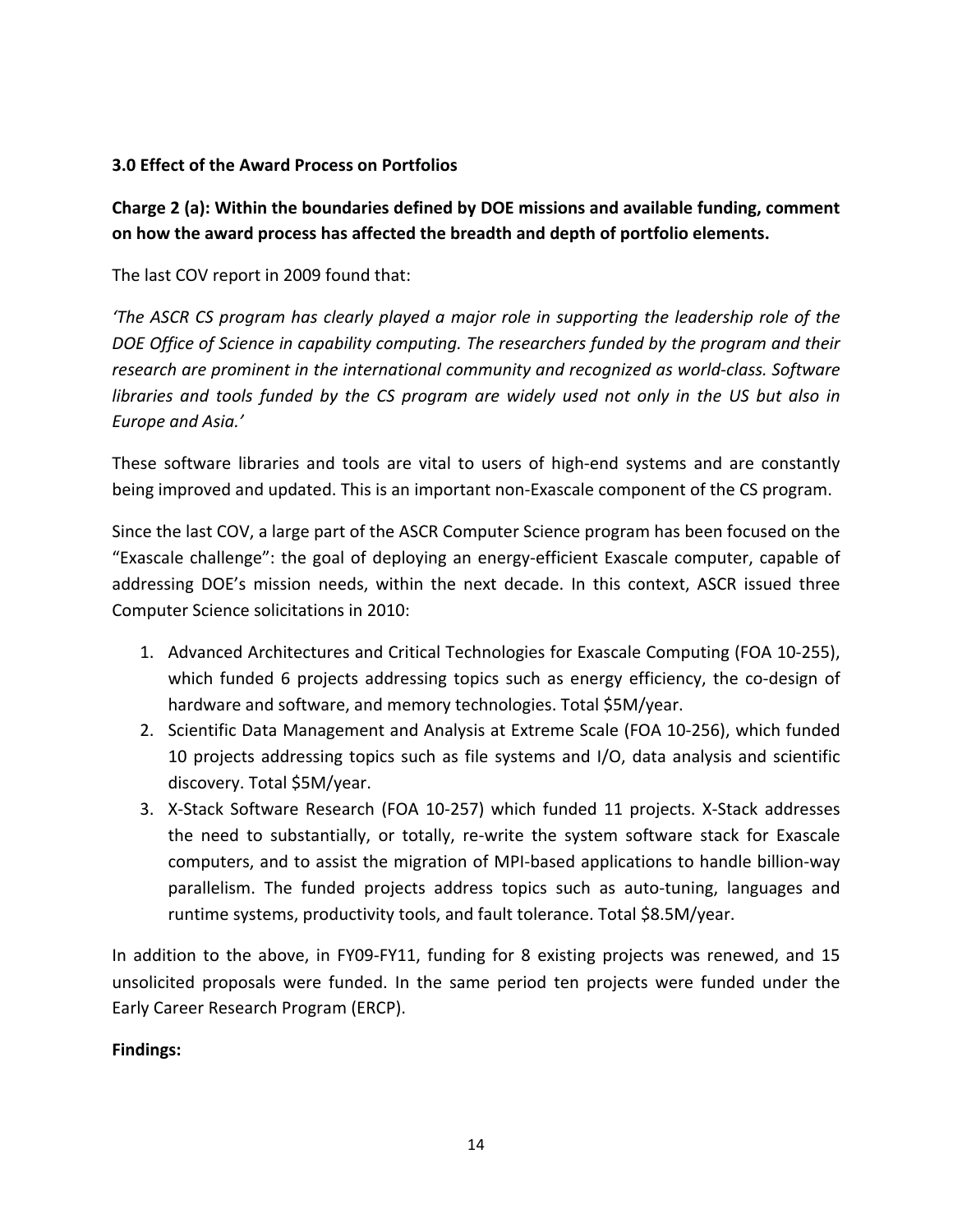### 3.0 Effect of the Award Process on Portfolios

**Charge 2 (a): Within the boundaries defined by DOE missions and available funding, comment on how the award process has affected the breadth and depth of portfolio elements.**

The last COV report in 2009 found that:

*'The ASCR CS program has clearly played a major role in supporting the leadership role of the DOE Office of Science in capability computing. The researchers funded by the program and their research are prominent in the international community and recognized as world-class. Software libraries and tools funded by the CS program are widely used not only in the US but also in Europe and Asia.'*

These software libraries and tools are vital to users of high-end systems and are constantly being improved and updated. This is an important non-Exascale component of the CS program.

Since the last COV, a large part of the ASCR Computer Science program has been focused on the "Exascale challenge": the goal of deploying an energy-efficient Exascale computer, capable of addressing DOE's mission needs, within the next decade. In this context, ASCR issued three Computer Science solicitations in 2010:

1. Advanced Architectures and Critical Technologies for Exascale Computing (FOA 10-255), which funded 6 projects addressing topics such as energy efficiency, the co-design of hardware and software, and memory technologies. Total $5M/year.
2. Scientific Data Management and Analysis at Extreme Scale (FOA 10-256), which funded 10 projects addressing topics such as file systems and I/O, data analysis and scientific discovery. Total $5M/year.
3. X-Stack Software Research (FOA 10-257) which funded 11 projects. X-Stack addresses the need to substantially, or totally, re-write the system software stack for Exascale computers, and to assist the migration of MPI-based applications to handle billion-way parallelism. The funded projects address topics such as auto-tuning, languages and runtime systems, productivity tools, and fault tolerance. Total $8.5M/year.

In addition to the above, in FY09-FY11, funding for 8 existing projects was renewed, and 15 unsolicited proposals were funded. In the same period ten projects were funded under the Early Career Research Program (ERCP).

**Findings:**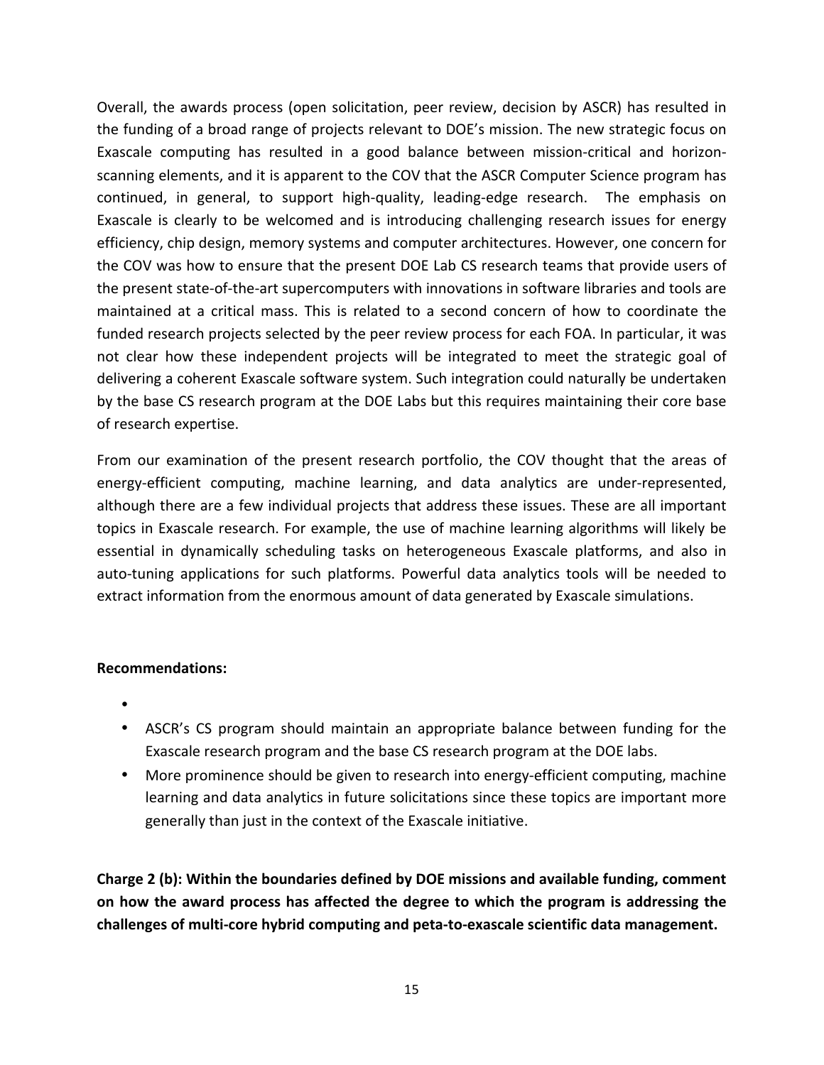Overall, the awards process (open solicitation, peer review, decision by ASCR) has resulted in the funding of a broad range of projects relevant to DOE's mission. The new strategic focus on Exascale computing has resulted in a good balance between mission-critical and horizon-scanning elements, and it is apparent to the COV that the ASCR Computer Science program has continued, in general, to support high-quality, leading-edge research. The emphasis on Exascale is clearly to be welcomed and is introducing challenging research issues for energy efficiency, chip design, memory systems and computer architectures. However, one concern for the COV was how to ensure that the present DOE Lab CS research teams that provide users of the present state-of-the-art supercomputers with innovations in software libraries and tools are maintained at a critical mass. This is related to a second concern of how to coordinate the funded research projects selected by the peer review process for each FOA. In particular, it was not clear how these independent projects will be integrated to meet the strategic goal of delivering a coherent Exascale software system. Such integration could naturally be undertaken by the base CS research program at the DOE Labs but this requires maintaining their core base of research expertise.

From our examination of the present research portfolio, the COV thought that the areas of energy-efficient computing, machine learning, and data analytics are under-represented, although there are a few individual projects that address these issues. These are all important topics in Exascale research. For example, the use of machine learning algorithms will likely be essential in dynamically scheduling tasks on heterogeneous Exascale platforms, and also in auto-tuning applications for such platforms. Powerful data analytics tools will be needed to extract information from the enormous amount of data generated by Exascale simulations.

**Recommendations:**

- 
- ASCR's CS program should maintain an appropriate balance between funding for the Exascale research program and the base CS research program at the DOE labs.
- More prominence should be given to research into energy-efficient computing, machine learning and data analytics in future solicitations since these topics are important more generally than just in the context of the Exascale initiative.

**Charge 2 (b): Within the boundaries defined by DOE missions and available funding, comment on how the award process has affected the degree to which the program is addressing the challenges of multi-core hybrid computing and peta-to-exascale scientific data management.**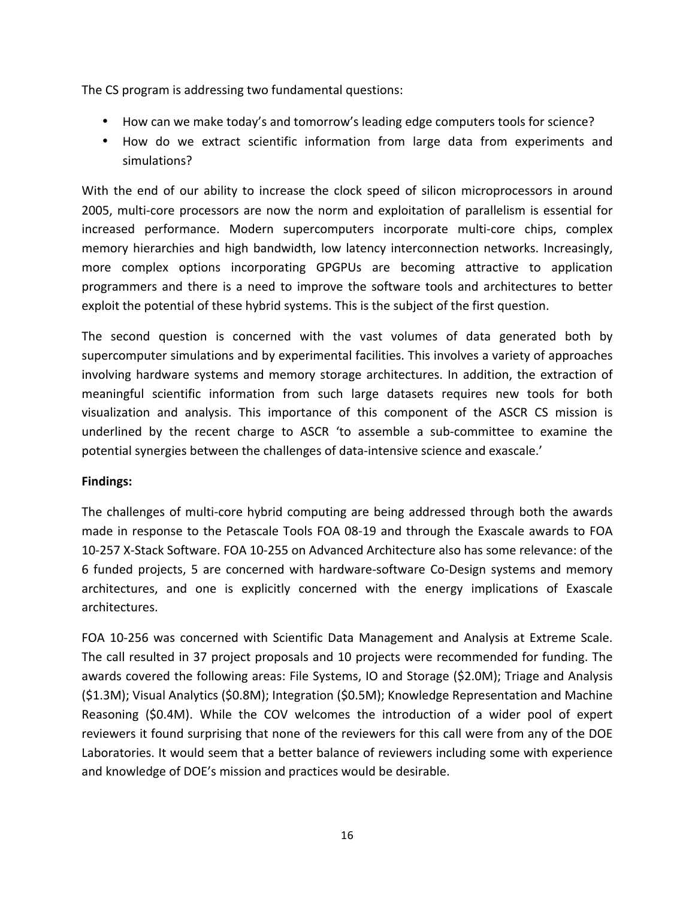The CS program is addressing two fundamental questions:

- How can we make today's and tomorrow's leading edge computers tools for science?
- How do we extract scientific information from large data from experiments and simulations?

With the end of our ability to increase the clock speed of silicon microprocessors in around 2005, multi-core processors are now the norm and exploitation of parallelism is essential for increased performance. Modern supercomputers incorporate multi-core chips, complex memory hierarchies and high bandwidth, low latency interconnection networks. Increasingly, more complex options incorporating GPGPUs are becoming attractive to application programmers and there is a need to improve the software tools and architectures to better exploit the potential of these hybrid systems. This is the subject of the first question.

The second question is concerned with the vast volumes of data generated both by supercomputer simulations and by experimental facilities. This involves a variety of approaches involving hardware systems and memory storage architectures. In addition, the extraction of meaningful scientific information from such large datasets requires new tools for both visualization and analysis. This importance of this component of the ASCR CS mission is underlined by the recent charge to ASCR 'to assemble a sub-committee to examine the potential synergies between the challenges of data-intensive science and exascale.'

**Findings:**

The challenges of multi-core hybrid computing are being addressed through both the awards made in response to the Petascale Tools FOA 08-19 and through the Exascale awards to FOA 10-257 X-Stack Software. FOA 10-255 on Advanced Architecture also has some relevance: of the 6 funded projects, 5 are concerned with hardware-software Co-Design systems and memory architectures, and one is explicitly concerned with the energy implications of Exascale architectures.

FOA 10-256 was concerned with Scientific Data Management and Analysis at Extreme Scale. The call resulted in 37 project proposals and 10 projects were recommended for funding. The awards covered the following areas: File Systems, IO and Storage ($2.0M); Triage and Analysis ($1.3M); Visual Analytics ($0.8M); Integration ($0.5M); Knowledge Representation and Machine Reasoning ($0.4M). While the COV welcomes the introduction of a wider pool of expert reviewers it found surprising that none of the reviewers for this call were from any of the DOE Laboratories. It would seem that a better balance of reviewers including some with experience and knowledge of DOE's mission and practices would be desirable.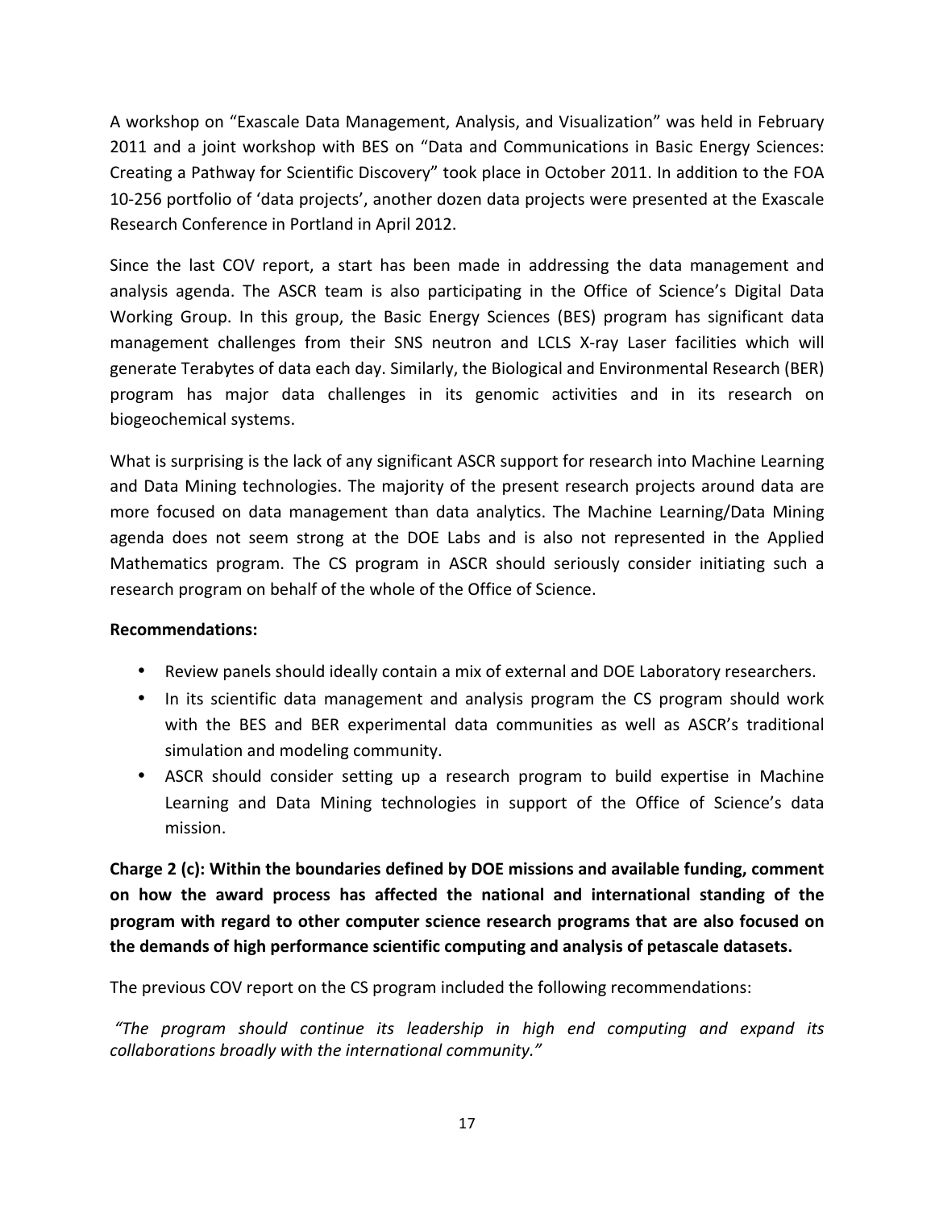A workshop on "Exascale Data Management, Analysis, and Visualization" was held in February 2011 and a joint workshop with BES on "Data and Communications in Basic Energy Sciences: Creating a Pathway for Scientific Discovery" took place in October 2011. In addition to the FOA 10-256 portfolio of 'data projects', another dozen data projects were presented at the Exascale Research Conference in Portland in April 2012.

Since the last COV report, a start has been made in addressing the data management and analysis agenda. The ASCR team is also participating in the Office of Science's Digital Data Working Group. In this group, the Basic Energy Sciences (BES) program has significant data management challenges from their SNS neutron and LCLS X-ray Laser facilities which will generate Terabytes of data each day. Similarly, the Biological and Environmental Research (BER) program has major data challenges in its genomic activities and in its research on biogeochemical systems.

What is surprising is the lack of any significant ASCR support for research into Machine Learning and Data Mining technologies. The majority of the present research projects around data are more focused on data management than data analytics. The Machine Learning/Data Mining agenda does not seem strong at the DOE Labs and is also not represented in the Applied Mathematics program. The CS program in ASCR should seriously consider initiating such a research program on behalf of the whole of the Office of Science.

**Recommendations:**

- Review panels should ideally contain a mix of external and DOE Laboratory researchers.
- In its scientific data management and analysis program the CS program should work with the BES and BER experimental data communities as well as ASCR's traditional simulation and modeling community.
- ASCR should consider setting up a research program to build expertise in Machine Learning and Data Mining technologies in support of the Office of Science's data mission.

**Charge 2 (c): Within the boundaries defined by DOE missions and available funding, comment on how the award process has affected the national and international standing of the program with regard to other computer science research programs that are also focused on the demands of high performance scientific computing and analysis of petascale datasets.**

The previous COV report on the CS program included the following recommendations:

*"The program should continue its leadership in high end computing and expand its collaborations broadly with the international community."*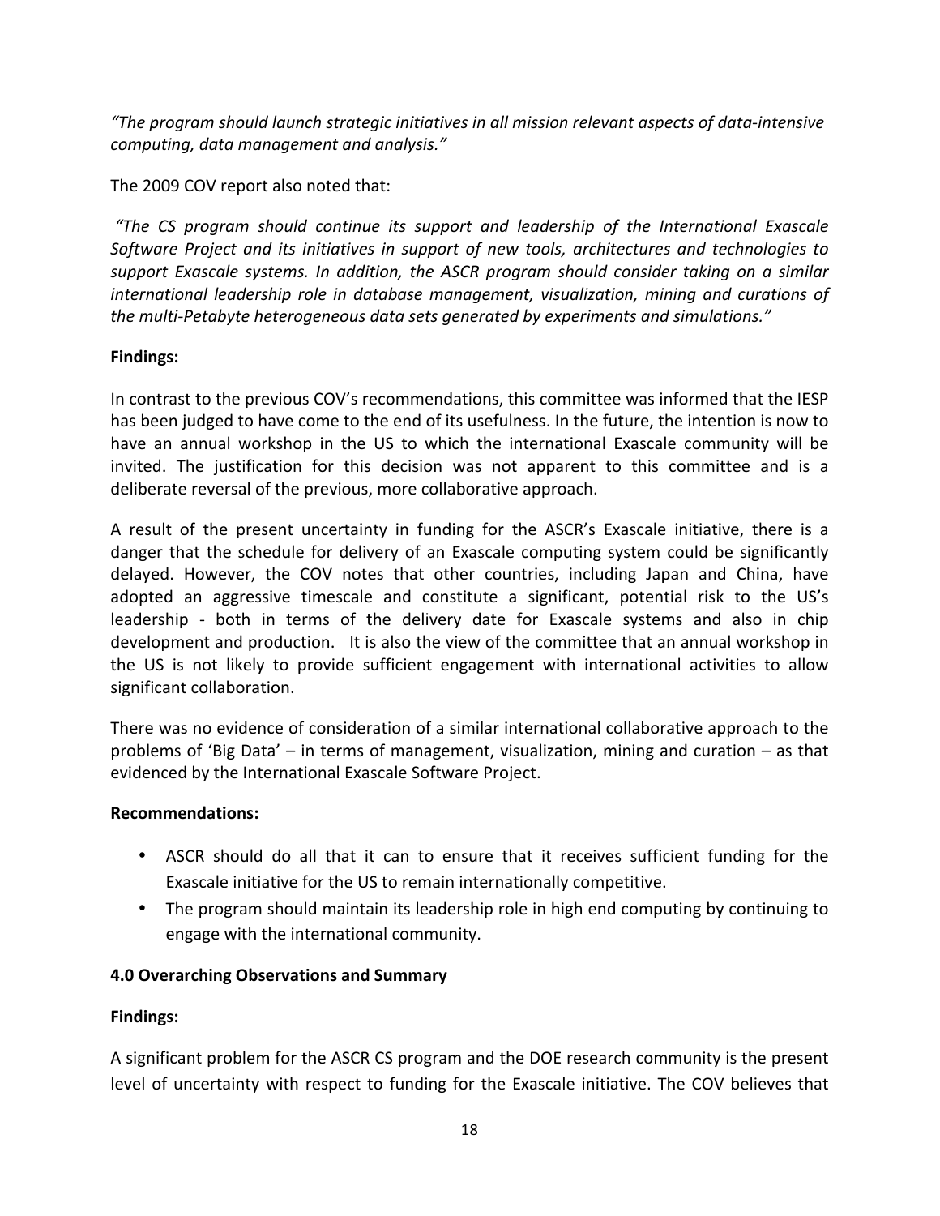*"The program should launch strategic initiatives in all mission relevant aspects of data-intensive computing, data management and analysis."*

The 2009 COV report also noted that:

*"The CS program should continue its support and leadership of the International Exascale Software Project and its initiatives in support of new tools, architectures and technologies to support Exascale systems. In addition, the ASCR program should consider taking on a similar international leadership role in database management, visualization, mining and curations of the multi-Petabyte heterogeneous data sets generated by experiments and simulations."*

**Findings:**

In contrast to the previous COV's recommendations, this committee was informed that the IESP has been judged to have come to the end of its usefulness. In the future, the intention is now to have an annual workshop in the US to which the international Exascale community will be invited. The justification for this decision was not apparent to this committee and is a deliberate reversal of the previous, more collaborative approach.

A result of the present uncertainty in funding for the ASCR's Exascale initiative, there is a danger that the schedule for delivery of an Exascale computing system could be significantly delayed. However, the COV notes that other countries, including Japan and China, have adopted an aggressive timescale and constitute a significant, potential risk to the US's leadership - both in terms of the delivery date for Exascale systems and also in chip development and production. It is also the view of the committee that an annual workshop in the US is not likely to provide sufficient engagement with international activities to allow significant collaboration.

There was no evidence of consideration of a similar international collaborative approach to the problems of 'Big Data' – in terms of management, visualization, mining and curation – as that evidenced by the International Exascale Software Project.

**Recommendations:**

- ASCR should do all that it can to ensure that it receives sufficient funding for the Exascale initiative for the US to remain internationally competitive.
- The program should maintain its leadership role in high end computing by continuing to engage with the international community.

**4.0 Overarching Observations and Summary**

**Findings:**

A significant problem for the ASCR CS program and the DOE research community is the present level of uncertainty with respect to funding for the Exascale initiative. The COV believes that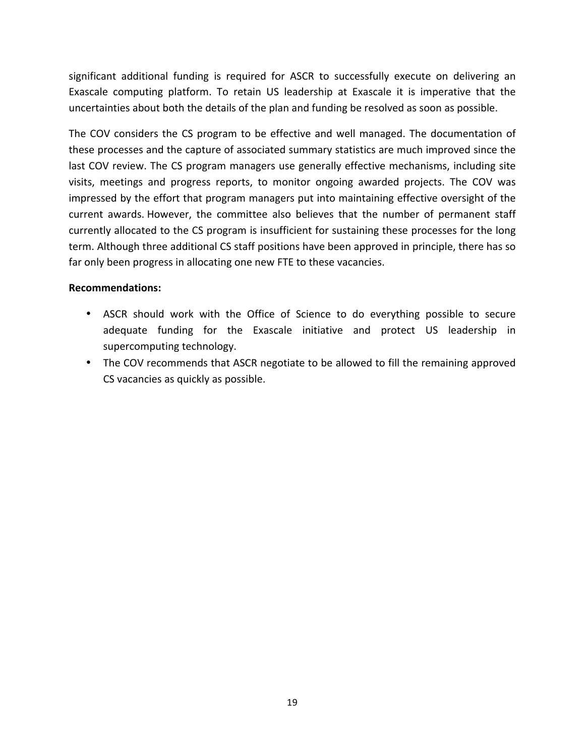significant additional funding is required for ASCR to successfully execute on delivering an Exascale computing platform. To retain US leadership at Exascale it is imperative that the uncertainties about both the details of the plan and funding be resolved as soon as possible.

The COV considers the CS program to be effective and well managed. The documentation of these processes and the capture of associated summary statistics are much improved since the last COV review. The CS program managers use generally effective mechanisms, including site visits, meetings and progress reports, to monitor ongoing awarded projects. The COV was impressed by the effort that program managers put into maintaining effective oversight of the current awards. However, the committee also believes that the number of permanent staff currently allocated to the CS program is insufficient for sustaining these processes for the long term. Although three additional CS staff positions have been approved in principle, there has so far only been progress in allocating one new FTE to these vacancies.

**Recommendations:**

- ASCR should work with the Office of Science to do everything possible to secure adequate funding for the Exascale initiative and protect US leadership in supercomputing technology.
- The COV recommends that ASCR negotiate to be allowed to fill the remaining approved CS vacancies as quickly as possible.